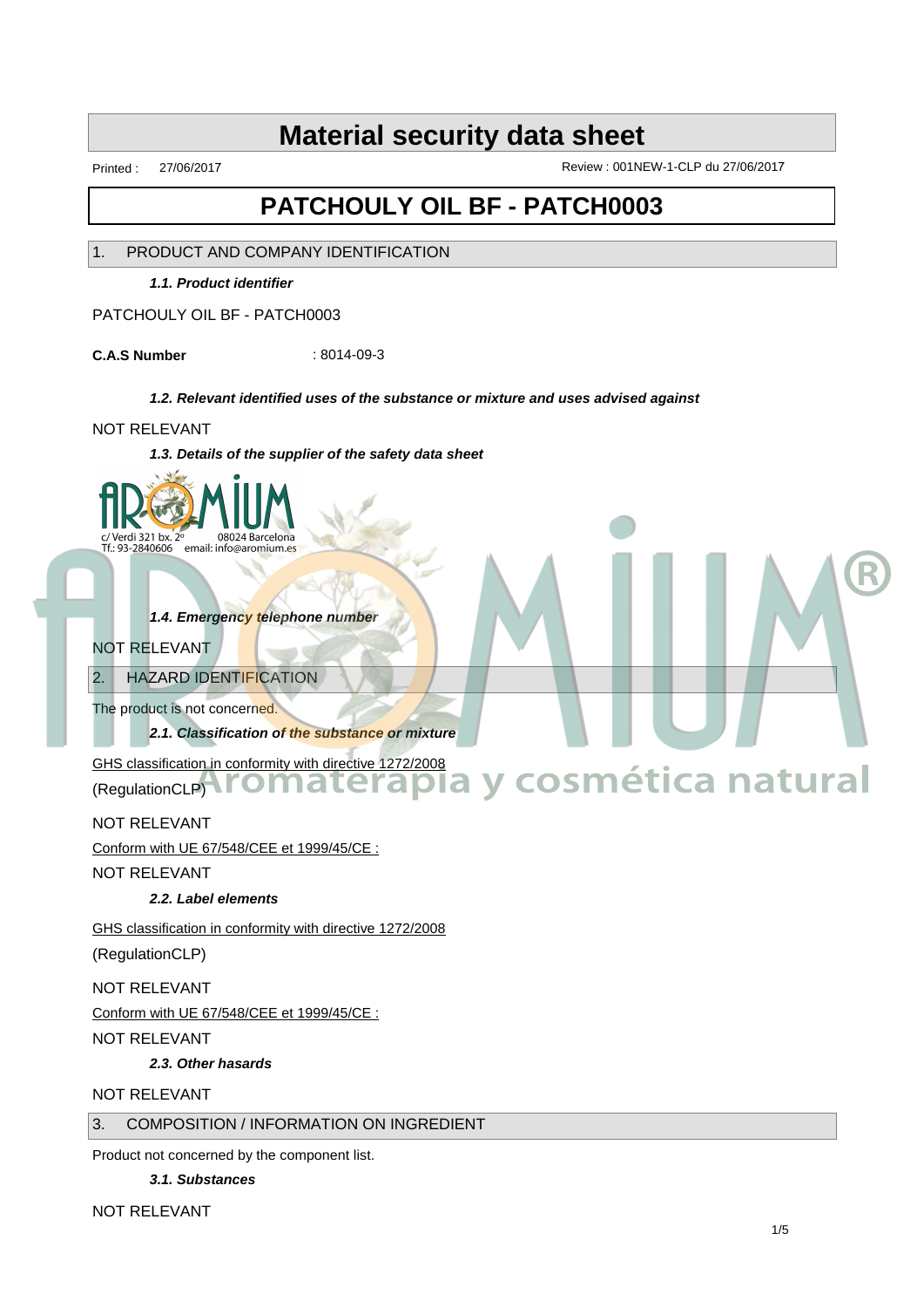# Material security data sheet

Printed : 27/06/2017

Review : 001NEW-1-CLP du 27/06/2017

# PATCHOULY OIL BF - PATCH0003

## 1. PRODUCT AND COMPANY IDENTIFICATION

### *1.1. Product identifier*

PATCHOULY OIL BF - PATCH0003

**C.A.S Number** : 8014-09-3

### *1.2. Relevant identified uses of the substance or mixture and uses advised against*

NOT RELEVANT

### *1.3. Details of the supplier of the safety data sheet*

AROMIUM
c/ Verdi 321 bx. 2º 08024 Barcelona
Tf.: 93-2840606 email: info@aromium.es

### *1.4. Emergency telephone number*

NOT RELEVANT

## 2. HAZARD IDENTIFICATION

The product is not concerned.

### *2.1. Classification of the substance or mixture*

GHS classification in conformity with directive 1272/2008

(RegulationCLP)

NOT RELEVANT

Conform with UE 67/548/CEE et 1999/45/CE :

NOT RELEVANT

### *2.2. Label elements*

GHS classification in conformity with directive 1272/2008

(RegulationCLP)

NOT RELEVANT

Conform with UE 67/548/CEE et 1999/45/CE :

NOT RELEVANT

### *2.3. Other hasards*

NOT RELEVANT

## 3. COMPOSITION / INFORMATION ON INGREDIENT

Product not concerned by the component list.

### *3.1. Substances*

NOT RELEVANT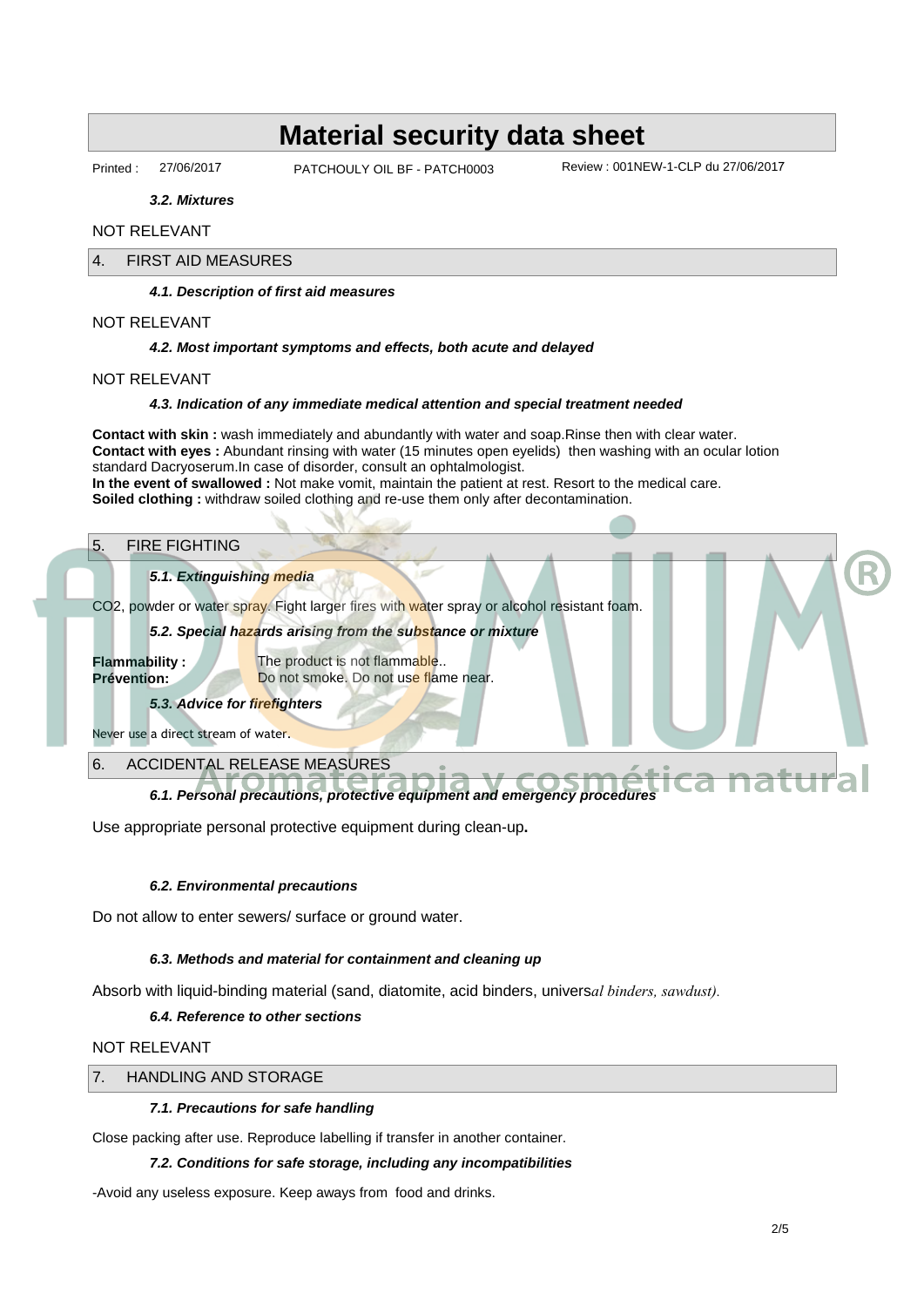### 3.2. Mixtures

NOT RELEVANT

## 4. FIRST AID MEASURES

### 4.1. Description of first aid measures

NOT RELEVANT

### 4.2. Most important symptoms and effects, both acute and delayed

NOT RELEVANT

### 4.3. Indication of any immediate medical attention and special treatment needed

**Contact with skin :** wash immediately and abundantly with water and soap.Rinse then with clear water.
**Contact with eyes :** Abundant rinsing with water (15 minutes open eyelids) then washing with an ocular lotion standard Dacryoserum.In case of disorder, consult an ophtalmologist.
**In the event of swallowed :** Not make vomit, maintain the patient at rest. Resort to the medical care.
**Soiled clothing :** withdraw soiled clothing and re-use them only after decontamination.

## 5. FIRE FIGHTING

### 5.1. Extinguishing media

$CO_2$, powder or water spray. Fight larger fires with water spray or alcohol resistant foam.

### 5.2. Special hazards arising from the substance or mixture

**Flammability :** The product is not flammable..
**Prévention:** Do not smoke. Do not use flame near.

### 5.3. Advice for firefighters

Never use a direct stream of water.

## 6. ACCIDENTAL RELEASE MEASURES

### 6.1. Personal precautions, protective equipment and emergency procedures

Use appropriate personal protective equipment during clean-up**.**

### 6.2. Environmental precautions

Do not allow to enter sewers/ surface or ground water.

### 6.3. Methods and material for containment and cleaning up

Absorb with liquid-binding material (sand, diatomite, acid binders, univers*al binders, sawdust).*

### 6.4. Reference to other sections

NOT RELEVANT

## 7. HANDLING AND STORAGE

### 7.1. Precautions for safe handling

Close packing after use. Reproduce labelling if transfer in another container.

### 7.2. Conditions for safe storage, including any incompatibilities

-Avoid any useless exposure. Keep aways from food and drinks.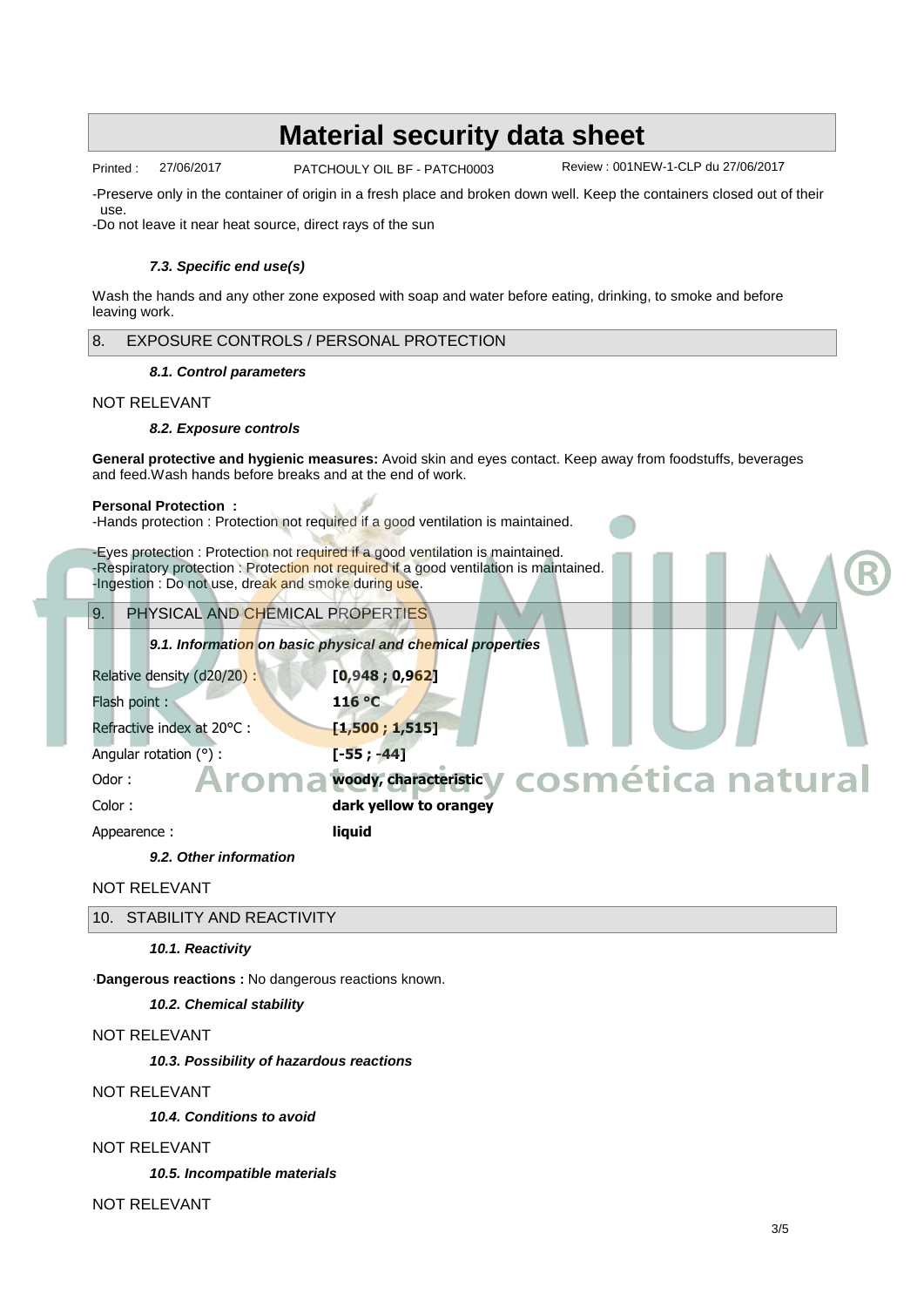-Preserve only in the container of origin in a fresh place and broken down well. Keep the containers closed out of their use.
-Do not leave it near heat source, direct rays of the sun

#### *7.3. Specific end use(s)*

Wash the hands and any other zone exposed with soap and water before eating, drinking, to smoke and before leaving work.

## 8. EXPOSURE CONTROLS / PERSONAL PROTECTION

#### *8.1. Control parameters*

NOT RELEVANT

#### *8.2. Exposure controls*

**General protective and hygienic measures:** Avoid skin and eyes contact. Keep away from foodstuffs, beverages and feed.Wash hands before breaks and at the end of work.

**Personal Protection :**
-Hands protection : Protection not required if a good ventilation is maintained.

-Eyes protection : Protection not required if a good ventilation is maintained.
-Respiratory protection : Protection not required if a good ventilation is maintained.
-Ingestion : Do not use, dreak and smoke during use.

## 9. PHYSICAL AND CHEMICAL PROPERTIES

#### *9.1. Information on basic physical and chemical properties*

| | |
|---|---|
| Relative density (d20/20) : | **[0,948 ; 0,962]** |
| Flash point : | **116 °C** |
| Refractive index at 20°C : | **[1,500 ; 1,515]** |
| Angular rotation (°) : | **[-55 ; -44]** |
| Odor : | **woody, characteristic** |
| Color : | **dark yellow to orangey** |
| Appearence : | **liquid** |

#### *9.2. Other information*

NOT RELEVANT

## 10. STABILITY AND REACTIVITY

#### *10.1. Reactivity*

·**Dangerous reactions :** No dangerous reactions known.

#### *10.2. Chemical stability*

NOT RELEVANT

#### *10.3. Possibility of hazardous reactions*

NOT RELEVANT

#### *10.4. Conditions to avoid*

NOT RELEVANT

#### *10.5. Incompatible materials*

NOT RELEVANT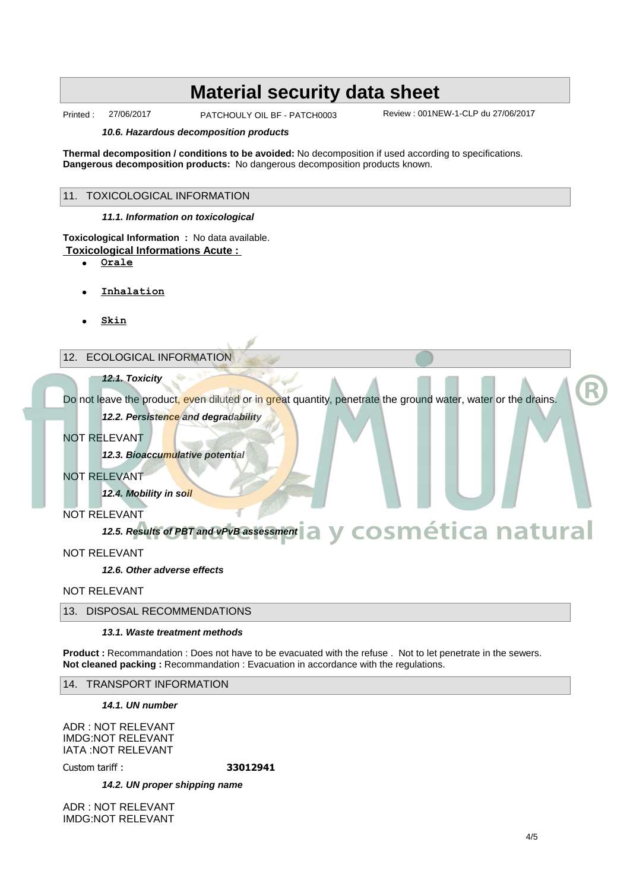#### 10.6. Hazardous decomposition products

**Thermal decomposition / conditions to be avoided:** No decomposition if used according to specifications.
**Dangerous decomposition products:** No dangerous decomposition products known.

## 11. TOXICOLOGICAL INFORMATION

#### 11.1. Information on toxicological

**Toxicological Information :** No data available.
**Toxicological Informations Acute :**

- **Orale**
- **Inhalation**
- **Skin**

## 12. ECOLOGICAL INFORMATION

#### 12.1. Toxicity

Do not leave the product, even diluted or in great quantity, penetrate the ground water, water or the drains.

#### 12.2. Persistence and degradability

NOT RELEVANT

#### 12.3. Bioaccumulative potential

NOT RELEVANT

#### 12.4. Mobility in soil

NOT RELEVANT

#### 12.5. Results of PBT and vPvB assessment

NOT RELEVANT

#### 12.6. Other adverse effects

NOT RELEVANT

## 13. DISPOSAL RECOMMENDATIONS

#### 13.1. Waste treatment methods

**Product :** Recommandation : Does not have to be evacuated with the refuse . Not to let penetrate in the sewers.
**Not cleaned packing :** Recommandation : Evacuation in accordance with the regulations.

## 14. TRANSPORT INFORMATION

#### 14.1. UN number

ADR : NOT RELEVANT
IMDG:NOT RELEVANT
IATA :NOT RELEVANT

Custom tariff : **33012941**

#### 14.2. UN proper shipping name

ADR : NOT RELEVANT
IMDG:NOT RELEVANT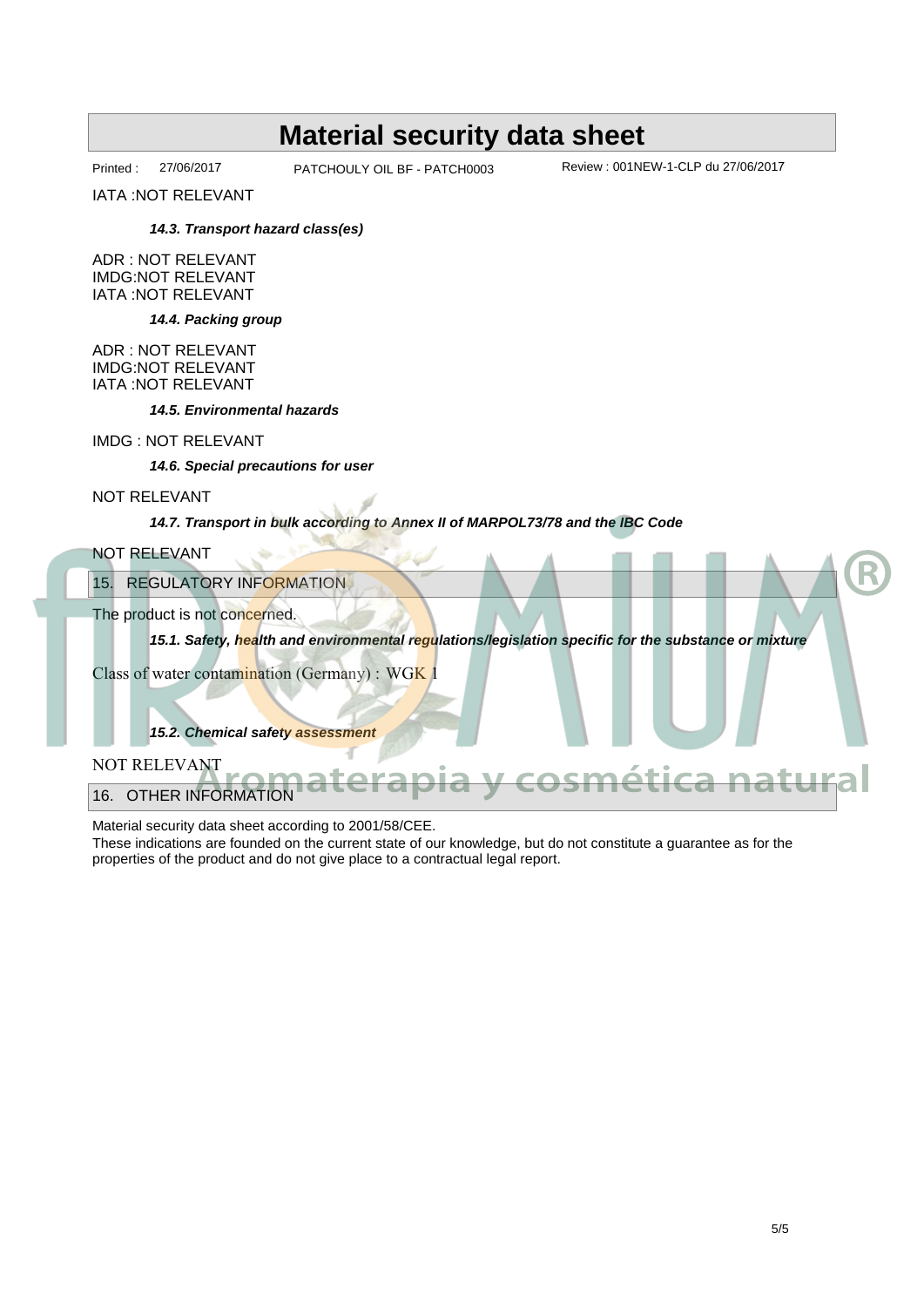IATA :NOT RELEVANT

***14.3. Transport hazard class(es)***

ADR : NOT RELEVANT
IMDG:NOT RELEVANT
IATA :NOT RELEVANT

***14.4. Packing group***

ADR : NOT RELEVANT
IMDG:NOT RELEVANT
IATA :NOT RELEVANT

***14.5. Environmental hazards***

IMDG : NOT RELEVANT

***14.6. Special precautions for user***

NOT RELEVANT

***14.7. Transport in bulk according to Annex II of MARPOL73/78 and the IBC Code***

NOT RELEVANT

## 15. REGULATORY INFORMATION

The product is not concerned.

***15.1. Safety, health and environmental regulations/legislation specific for the substance or mixture***

Class of water contamination (Germany) : WGK 1

***15.2. Chemical safety assessment***

NOT RELEVANT

## 16. OTHER INFORMATION

Material security data sheet according to 2001/58/CEE.
These indications are founded on the current state of our knowledge, but do not constitute a guarantee as for the properties of the product and do not give place to a contractual legal report.